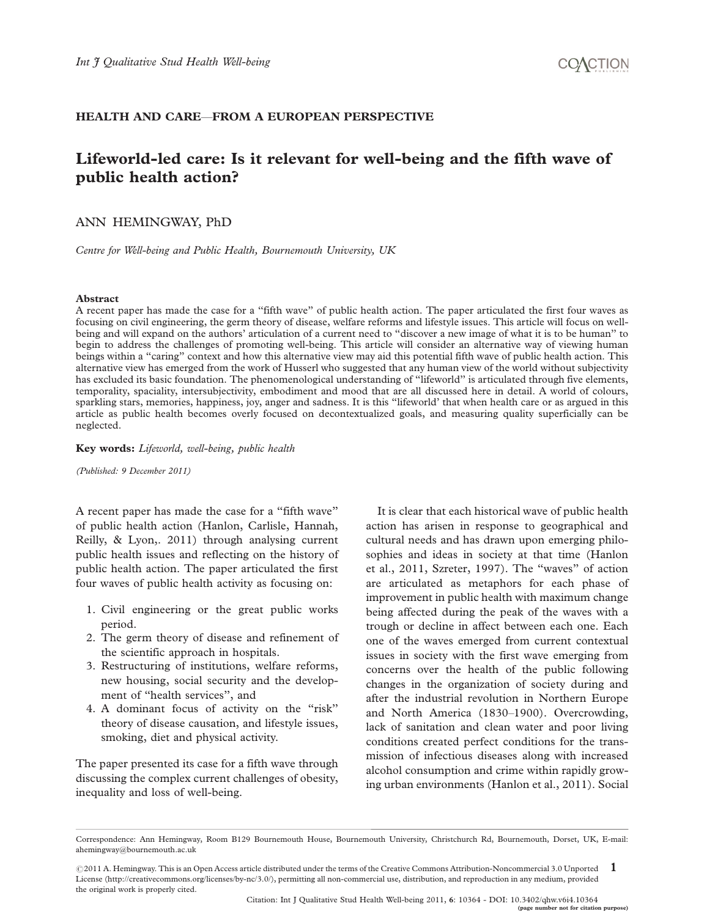HEALTH AND CARE—FROM A EUROPEAN PERSPECTIVE

# Lifeworld-led care: Is it relevant for well-being and the fifth wave of public health action?

ANN HEMINGWAY, PhD

*Centre for Well-being and Public Health, Bournemouth University, UK*

## Abstract

A recent paper has made the case for a "fifth wave" of public health action. The paper articulated the first four waves as focusing on civil engineering, the germ theory of disease, welfare reforms and lifestyle issues. This article will focus on well-being and will expand on the authors' articulation of a current need to "discover a new image of what it is to be human" to begin to address the challenges of promoting well-being. This article will consider an alternative way of viewing human beings within a "caring" context and how this alternative view may aid this potential fifth wave of public health action. This alternative view has emerged from the work of Husserl who suggested that any human view of the world without subjectivity has excluded its basic foundation. The phenomenological understanding of "lifeworld" is articulated through five elements, temporality, spaciality, intersubjectivity, embodiment and mood that are all discussed here in detail. A world of colours, sparkling stars, memories, happiness, joy, anger and sadness. It is this "lifeworld' that when health care or as argued in this article as public health becomes overly focused on decontextualized goals, and measuring quality superficially can be neglected.

**Key words:** *Lifeworld, well-being, public health*

*(Published: 9 December 2011)*

A recent paper has made the case for a "fifth wave" of public health action (Hanlon, Carlisle, Hannah, Reilly, & Lyon,. 2011) through analysing current public health issues and reflecting on the history of public health action. The paper articulated the first four waves of public health activity as focusing on:

1. Civil engineering or the great public works period.
2. The germ theory of disease and refinement of the scientific approach in hospitals.
3. Restructuring of institutions, welfare reforms, new housing, social security and the development of "health services", and
4. A dominant focus of activity on the "risk" theory of disease causation, and lifestyle issues, smoking, diet and physical activity.

The paper presented its case for a fifth wave through discussing the complex current challenges of obesity, inequality and loss of well-being.

It is clear that each historical wave of public health action has arisen in response to geographical and cultural needs and has drawn upon emerging philosophies and ideas in society at that time (Hanlon et al., 2011, Szreter, 1997). The "waves" of action are articulated as metaphors for each phase of improvement in public health with maximum change being affected during the peak of the waves with a trough or decline in affect between each one. Each one of the waves emerged from current contextual issues in society with the first wave emerging from concerns over the health of the public following changes in the organization of society during and after the industrial revolution in Northern Europe and North America (1830–1900). Overcrowding, lack of sanitation and clean water and poor living conditions created perfect conditions for the transmission of infectious diseases along with increased alcohol consumption and crime within rapidly growing urban environments (Hanlon et al., 2011). Social

Correspondence: Ann Hemingway, Room B129 Bournemouth House, Bournemouth University, Christchurch Rd, Bournemouth, Dorset, UK, E-mail: ahemingway@bournemouth.ac.uk

©2011 A. Hemingway. This is an Open Access article distributed under the terms of the Creative Commons Attribution-Noncommercial 3.0 Unported License (http://creativecommons.org/licenses/by-nc/3.0/), permitting all non-commercial use, distribution, and reproduction in any medium, provided the original work is properly cited.

Citation: Int J Qualitative Stud Health Well-being 2011, 6: 10364 - DOI: 10.3402/qhw.v6i4.10364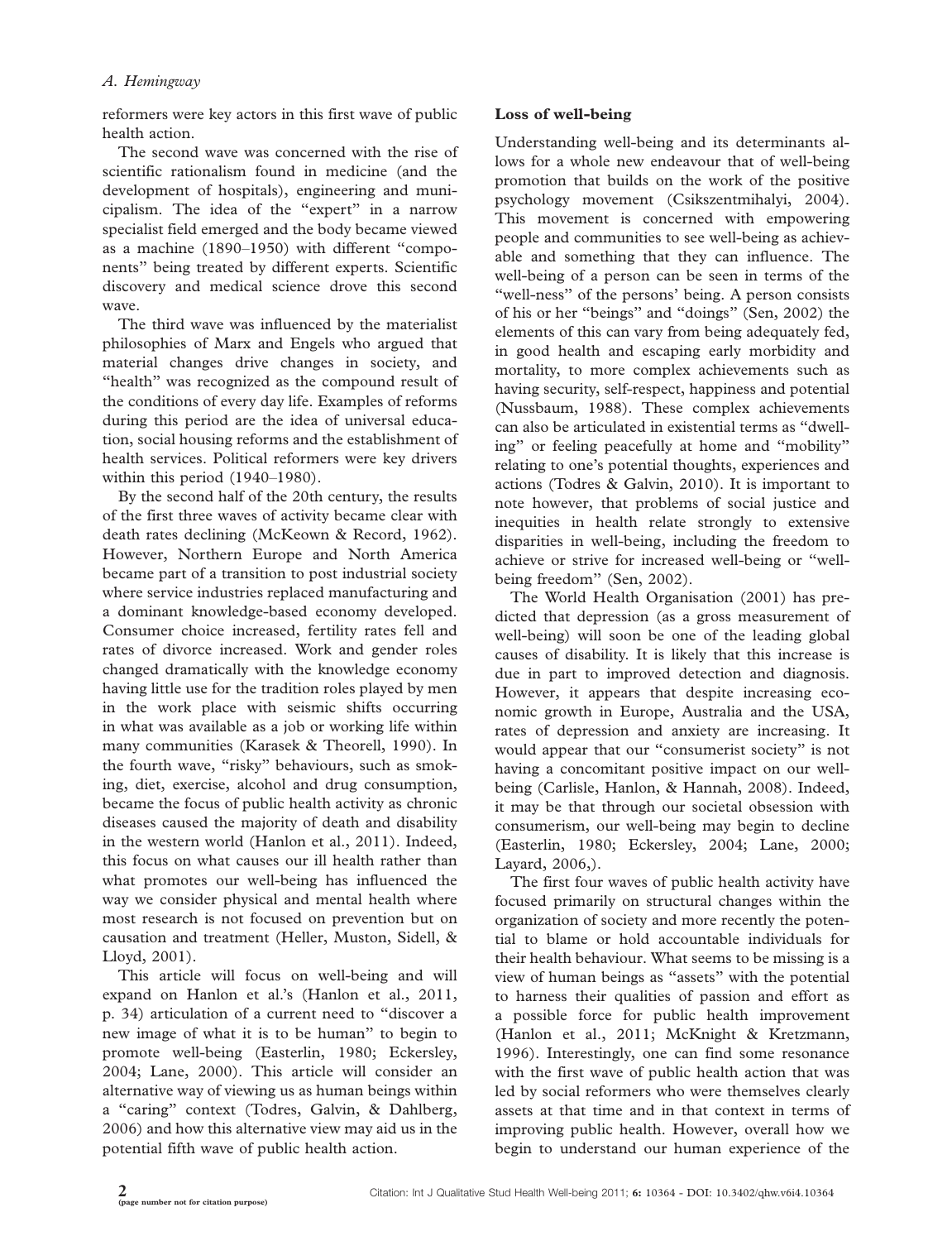reformers were key actors in this first wave of public health action.

The second wave was concerned with the rise of scientific rationalism found in medicine (and the development of hospitals), engineering and municipalism. The idea of the "expert" in a narrow specialist field emerged and the body became viewed as a machine (1890–1950) with different "components" being treated by different experts. Scientific discovery and medical science drove this second wave.

The third wave was influenced by the materialist philosophies of Marx and Engels who argued that material changes drive changes in society, and "health" was recognized as the compound result of the conditions of every day life. Examples of reforms during this period are the idea of universal education, social housing reforms and the establishment of health services. Political reformers were key drivers within this period (1940–1980).

By the second half of the 20th century, the results of the first three waves of activity became clear with death rates declining (McKeown & Record, 1962). However, Northern Europe and North America became part of a transition to post industrial society where service industries replaced manufacturing and a dominant knowledge-based economy developed. Consumer choice increased, fertility rates fell and rates of divorce increased. Work and gender roles changed dramatically with the knowledge economy having little use for the tradition roles played by men in the work place with seismic shifts occurring in what was available as a job or working life within many communities (Karasek & Theorell, 1990). In the fourth wave, "risky" behaviours, such as smoking, diet, exercise, alcohol and drug consumption, became the focus of public health activity as chronic diseases caused the majority of death and disability in the western world (Hanlon et al., 2011). Indeed, this focus on what causes our ill health rather than what promotes our well-being has influenced the way we consider physical and mental health where most research is not focused on prevention but on causation and treatment (Heller, Muston, Sidell, & Lloyd, 2001).

This article will focus on well-being and will expand on Hanlon et al.'s (Hanlon et al., 2011, p. 34) articulation of a current need to "discover a new image of what it is to be human" to begin to promote well-being (Easterlin, 1980; Eckersley, 2004; Lane, 2000). This article will consider an alternative way of viewing us as human beings within a "caring" context (Todres, Galvin, & Dahlberg, 2006) and how this alternative view may aid us in the potential fifth wave of public health action.

## Loss of well-being

Understanding well-being and its determinants allows for a whole new endeavour that of well-being promotion that builds on the work of the positive psychology movement (Csikszentmihalyi, 2004). This movement is concerned with empowering people and communities to see well-being as achievable and something that they can influence. The well-being of a person can be seen in terms of the "well-ness" of the persons' being. A person consists of his or her "beings" and "doings" (Sen, 2002) the elements of this can vary from being adequately fed, in good health and escaping early morbidity and mortality, to more complex achievements such as having security, self-respect, happiness and potential (Nussbaum, 1988). These complex achievements can also be articulated in existential terms as "dwelling" or feeling peacefully at home and "mobility" relating to one's potential thoughts, experiences and actions (Todres & Galvin, 2010). It is important to note however, that problems of social justice and inequities in health relate strongly to extensive disparities in well-being, including the freedom to achieve or strive for increased well-being or "well-being freedom" (Sen, 2002).

The World Health Organisation (2001) has predicted that depression (as a gross measurement of well-being) will soon be one of the leading global causes of disability. It is likely that this increase is due in part to improved detection and diagnosis. However, it appears that despite increasing economic growth in Europe, Australia and the USA, rates of depression and anxiety are increasing. It would appear that our "consumerist society" is not having a concomitant positive impact on our well-being (Carlisle, Hanlon, & Hannah, 2008). Indeed, it may be that through our societal obsession with consumerism, our well-being may begin to decline (Easterlin, 1980; Eckersley, 2004; Lane, 2000; Layard, 2006,).

The first four waves of public health activity have focused primarily on structural changes within the organization of society and more recently the potential to blame or hold accountable individuals for their health behaviour. What seems to be missing is a view of human beings as "assets" with the potential to harness their qualities of passion and effort as a possible force for public health improvement (Hanlon et al., 2011; McKnight & Kretzmann, 1996). Interestingly, one can find some resonance with the first wave of public health action that was led by social reformers who were themselves clearly assets at that time and in that context in terms of improving public health. However, overall how we begin to understand our human experience of the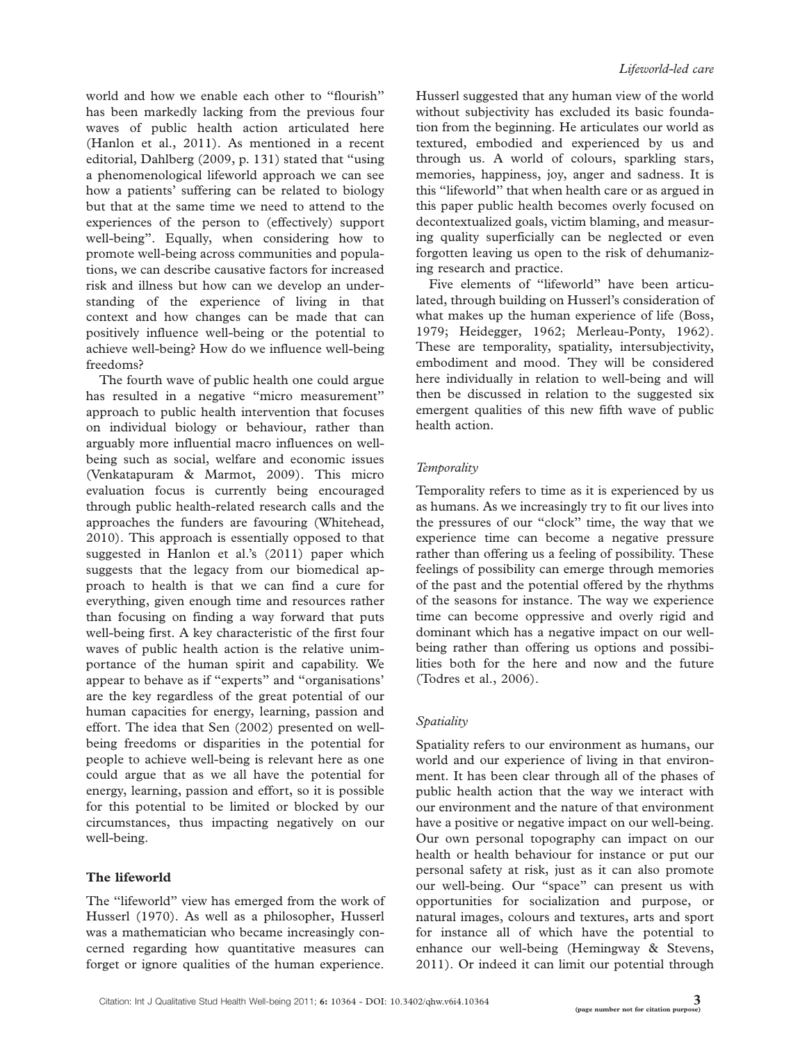world and how we enable each other to "flourish" has been markedly lacking from the previous four waves of public health action articulated here (Hanlon et al., 2011). As mentioned in a recent editorial, Dahlberg (2009, p. 131) stated that "using a phenomenological lifeworld approach we can see how a patients' suffering can be related to biology but that at the same time we need to attend to the experiences of the person to (effectively) support well-being". Equally, when considering how to promote well-being across communities and populations, we can describe causative factors for increased risk and illness but how can we develop an understanding of the experience of living in that context and how changes can be made that can positively influence well-being or the potential to achieve well-being? How do we influence well-being freedoms?

The fourth wave of public health one could argue has resulted in a negative "micro measurement" approach to public health intervention that focuses on individual biology or behaviour, rather than arguably more influential macro influences on well-being such as social, welfare and economic issues (Venkatapuram & Marmot, 2009). This micro evaluation focus is currently being encouraged through public health-related research calls and the approaches the funders are favouring (Whitehead, 2010). This approach is essentially opposed to that suggested in Hanlon et al.'s (2011) paper which suggests that the legacy from our biomedical approach to health is that we can find a cure for everything, given enough time and resources rather than focusing on finding a way forward that puts well-being first. A key characteristic of the first four waves of public health action is the relative unimportance of the human spirit and capability. We appear to behave as if "experts" and "organisations' are the key regardless of the great potential of our human capacities for energy, learning, passion and effort. The idea that Sen (2002) presented on well-being freedoms or disparities in the potential for people to achieve well-being is relevant here as one could argue that as we all have the potential for energy, learning, passion and effort, so it is possible for this potential to be limited or blocked by our circumstances, thus impacting negatively on our well-being.

## The lifeworld

The "lifeworld" view has emerged from the work of Husserl (1970). As well as a philosopher, Husserl was a mathematician who became increasingly concerned regarding how quantitative measures can forget or ignore qualities of the human experience. Husserl suggested that any human view of the world without subjectivity has excluded its basic foundation from the beginning. He articulates our world as textured, embodied and experienced by us and through us. A world of colours, sparkling stars, memories, happiness, joy, anger and sadness. It is this "lifeworld" that when health care or as argued in this paper public health becomes overly focused on decontextualized goals, victim blaming, and measuring quality superficially can be neglected or even forgotten leaving us open to the risk of dehumanizing research and practice.

Five elements of "lifeworld" have been articulated, through building on Husserl's consideration of what makes up the human experience of life (Boss, 1979; Heidegger, 1962; Merleau-Ponty, 1962). These are temporality, spatiality, intersubjectivity, embodiment and mood. They will be considered here individually in relation to well-being and will then be discussed in relation to the suggested six emergent qualities of this new fifth wave of public health action.

### *Temporality*

Temporality refers to time as it is experienced by us as humans. As we increasingly try to fit our lives into the pressures of our "clock" time, the way that we experience time can become a negative pressure rather than offering us a feeling of possibility. These feelings of possibility can emerge through memories of the past and the potential offered by the rhythms of the seasons for instance. The way we experience time can become oppressive and overly rigid and dominant which has a negative impact on our well-being rather than offering us options and possibilities both for the here and now and the future (Todres et al., 2006).

### *Spatiality*

Spatiality refers to our environment as humans, our world and our experience of living in that environment. It has been clear through all of the phases of public health action that the way we interact with our environment and the nature of that environment have a positive or negative impact on our well-being. Our own personal topography can impact on our health or health behaviour for instance or put our personal safety at risk, just as it can also promote our well-being. Our "space" can present us with opportunities for socialization and purpose, or natural images, colours and textures, arts and sport for instance all of which have the potential to enhance our well-being (Hemingway & Stevens, 2011). Or indeed it can limit our potential through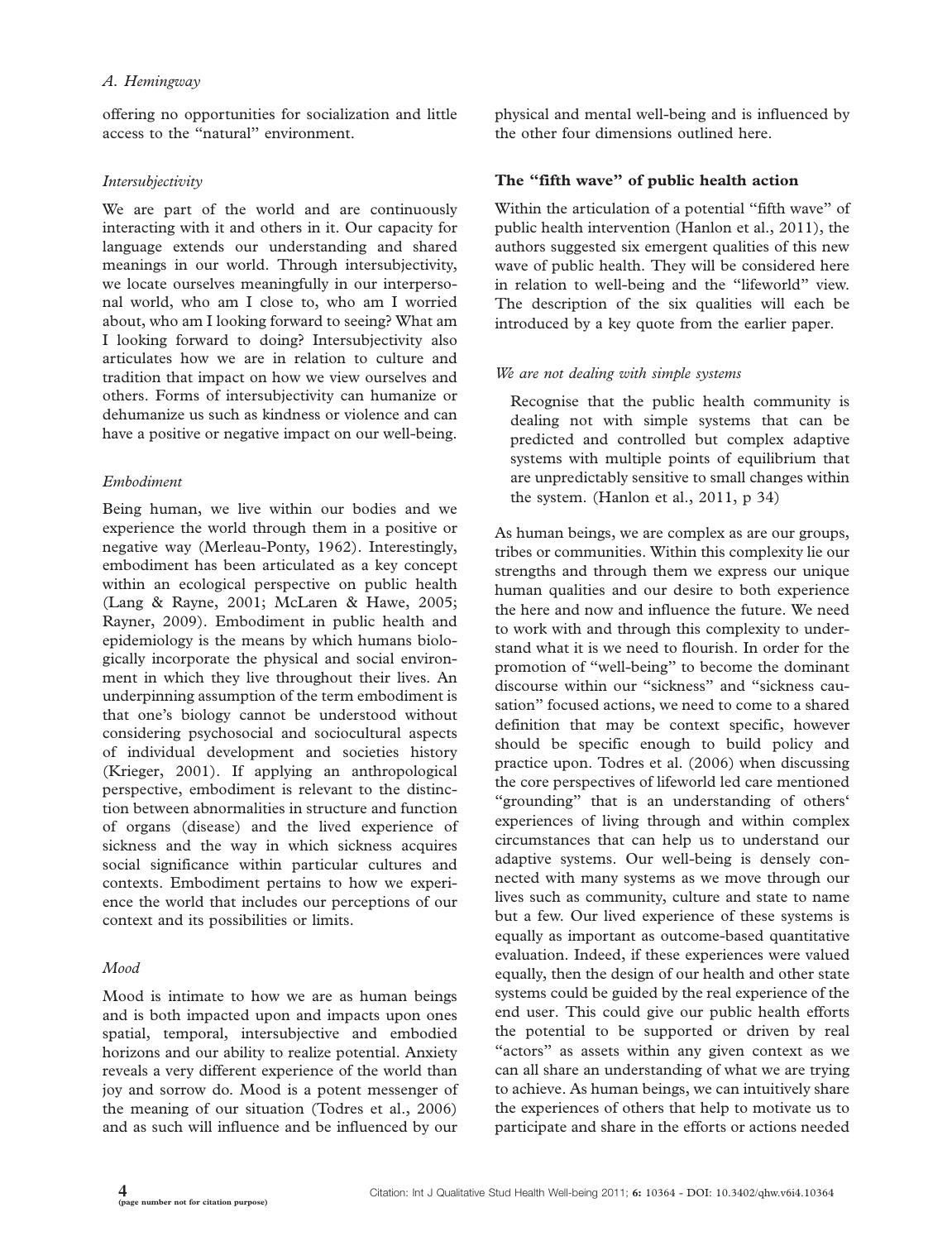offering no opportunities for socialization and little access to the "natural" environment.

### *Intersubjectivity*

We are part of the world and are continuously interacting with it and others in it. Our capacity for language extends our understanding and shared meanings in our world. Through intersubjectivity, we locate ourselves meaningfully in our interpersonal world, who am I close to, who am I worried about, who am I looking forward to seeing? What am I looking forward to doing? Intersubjectivity also articulates how we are in relation to culture and tradition that impact on how we view ourselves and others. Forms of intersubjectivity can humanize or dehumanize us such as kindness or violence and can have a positive or negative impact on our well-being.

### *Embodiment*

Being human, we live within our bodies and we experience the world through them in a positive or negative way (Merleau-Ponty, 1962). Interestingly, embodiment has been articulated as a key concept within an ecological perspective on public health (Lang & Rayne, 2001; McLaren & Hawe, 2005; Rayner, 2009). Embodiment in public health and epidemiology is the means by which humans biologically incorporate the physical and social environment in which they live throughout their lives. An underpinning assumption of the term embodiment is that one's biology cannot be understood without considering psychosocial and sociocultural aspects of individual development and societies history (Krieger, 2001). If applying an anthropological perspective, embodiment is relevant to the distinction between abnormalities in structure and function of organs (disease) and the lived experience of sickness and the way in which sickness acquires social significance within particular cultures and contexts. Embodiment pertains to how we experience the world that includes our perceptions of our context and its possibilities or limits.

### *Mood*

Mood is intimate to how we are as human beings and is both impacted upon and impacts upon ones spatial, temporal, intersubjective and embodied horizons and our ability to realize potential. Anxiety reveals a very different experience of the world than joy and sorrow do. Mood is a potent messenger of the meaning of our situation (Todres et al., 2006) and as such will influence and be influenced by our physical and mental well-being and is influenced by the other four dimensions outlined here.

## The "fifth wave" of public health action

Within the articulation of a potential "fifth wave" of public health intervention (Hanlon et al., 2011), the authors suggested six emergent qualities of this new wave of public health. They will be considered here in relation to well-being and the "lifeworld" view. The description of the six qualities will each be introduced by a key quote from the earlier paper.

### *We are not dealing with simple systems*

> Recognise that the public health community is dealing not with simple systems that can be predicted and controlled but complex adaptive systems with multiple points of equilibrium that are unpredictably sensitive to small changes within the system. (Hanlon et al., 2011, p 34)

As human beings, we are complex as are our groups, tribes or communities. Within this complexity lie our strengths and through them we express our unique human qualities and our desire to both experience the here and now and influence the future. We need to work with and through this complexity to understand what it is we need to flourish. In order for the promotion of "well-being" to become the dominant discourse within our "sickness" and "sickness causation" focused actions, we need to come to a shared definition that may be context specific, however should be specific enough to build policy and practice upon. Todres et al. (2006) when discussing the core perspectives of lifeworld led care mentioned "grounding" that is an understanding of others' experiences of living through and within complex circumstances that can help us to understand our adaptive systems. Our well-being is densely connected with many systems as we move through our lives such as community, culture and state to name but a few. Our lived experience of these systems is equally as important as outcome-based quantitative evaluation. Indeed, if these experiences were valued equally, then the design of our health and other state systems could be guided by the real experience of the end user. This could give our public health efforts the potential to be supported or driven by real "actors" as assets within any given context as we can all share an understanding of what we are trying to achieve. As human beings, we can intuitively share the experiences of others that help to motivate us to participate and share in the efforts or actions needed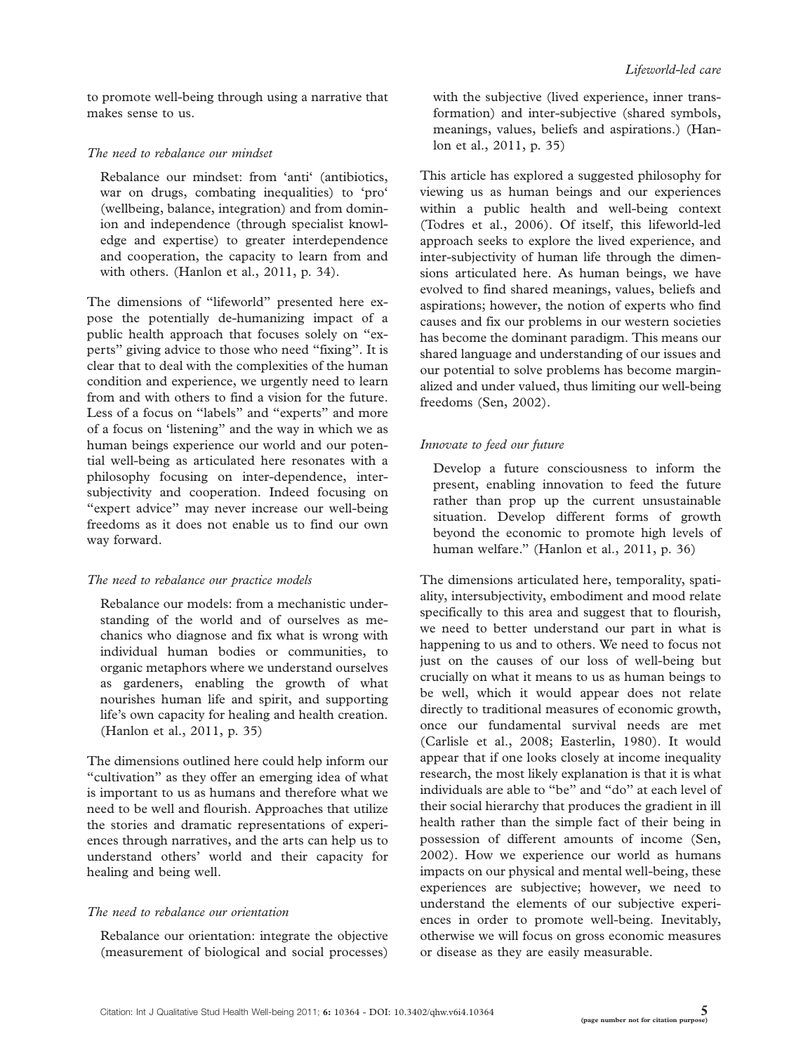to promote well-being through using a narrative that makes sense to us.

*The need to rebalance our mindset*

> Rebalance our mindset: from 'anti' (antibiotics, war on drugs, combating inequalities) to 'pro' (wellbeing, balance, integration) and from dominion and independence (through specialist knowledge and expertise) to greater interdependence and cooperation, the capacity to learn from and with others. (Hanlon et al., 2011, p. 34).

The dimensions of "lifeworld" presented here expose the potentially de-humanizing impact of a public health approach that focuses solely on "experts" giving advice to those who need "fixing". It is clear that to deal with the complexities of the human condition and experience, we urgently need to learn from and with others to find a vision for the future. Less of a focus on "labels" and "experts" and more of a focus on 'listening" and the way in which we as human beings experience our world and our potential well-being as articulated here resonates with a philosophy focusing on inter-dependence, inter-subjectivity and cooperation. Indeed focusing on "expert advice" may never increase our well-being freedoms as it does not enable us to find our own way forward.

*The need to rebalance our practice models*

> Rebalance our models: from a mechanistic understanding of the world and of ourselves as mechanics who diagnose and fix what is wrong with individual human bodies or communities, to organic metaphors where we understand ourselves as gardeners, enabling the growth of what nourishes human life and spirit, and supporting life's own capacity for healing and health creation. (Hanlon et al., 2011, p. 35)

The dimensions outlined here could help inform our "cultivation" as they offer an emerging idea of what is important to us as humans and therefore what we need to be well and flourish. Approaches that utilize the stories and dramatic representations of experiences through narratives, and the arts can help us to understand others' world and their capacity for healing and being well.

*The need to rebalance our orientation*

> Rebalance our orientation: integrate the objective (measurement of biological and social processes) with the subjective (lived experience, inner transformation) and inter-subjective (shared symbols, meanings, values, beliefs and aspirations.) (Hanlon et al., 2011, p. 35)

This article has explored a suggested philosophy for viewing us as human beings and our experiences within a public health and well-being context (Todres et al., 2006). Of itself, this lifeworld-led approach seeks to explore the lived experience, and inter-subjectivity of human life through the dimensions articulated here. As human beings, we have evolved to find shared meanings, values, beliefs and aspirations; however, the notion of experts who find causes and fix our problems in our western societies has become the dominant paradigm. This means our shared language and understanding of our issues and our potential to solve problems has become marginalized and under valued, thus limiting our well-being freedoms (Sen, 2002).

*Innovate to feed our future*

> Develop a future consciousness to inform the present, enabling innovation to feed the future rather than prop up the current unsustainable situation. Develop different forms of growth beyond the economic to promote high levels of human welfare." (Hanlon et al., 2011, p. 36)

The dimensions articulated here, temporality, spatiality, intersubjectivity, embodiment and mood relate specifically to this area and suggest that to flourish, we need to better understand our part in what is happening to us and to others. We need to focus not just on the causes of our loss of well-being but crucially on what it means to us as human beings to be well, which it would appear does not relate directly to traditional measures of economic growth, once our fundamental survival needs are met (Carlisle et al., 2008; Easterlin, 1980). It would appear that if one looks closely at income inequality research, the most likely explanation is that it is what individuals are able to "be" and "do" at each level of their social hierarchy that produces the gradient in ill health rather than the simple fact of their being in possession of different amounts of income (Sen, 2002). How we experience our world as humans impacts on our physical and mental well-being, these experiences are subjective; however, we need to understand the elements of our subjective experiences in order to promote well-being. Inevitably, otherwise we will focus on gross economic measures or disease as they are easily measurable.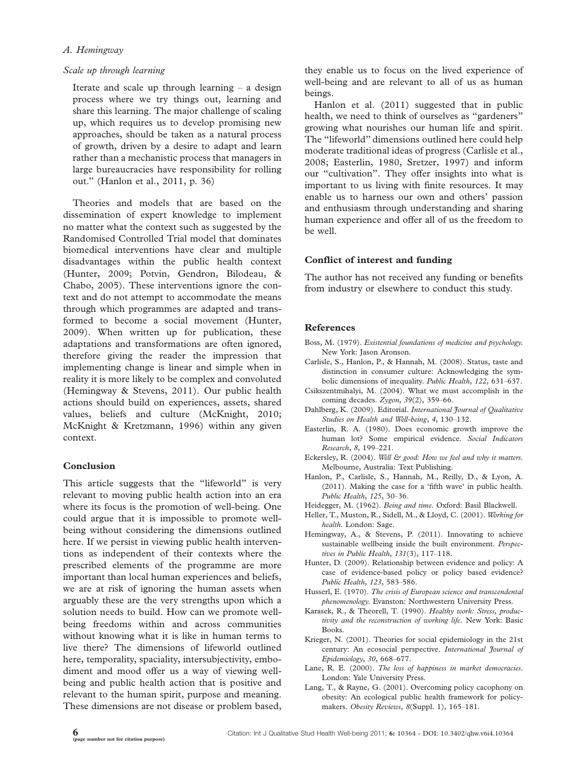*Scale up through learning*

> Iterate and scale up through learning – a design process where we try things out, learning and share this learning. The major challenge of scaling up, which requires us to develop promising new approaches, should be taken as a natural process of growth, driven by a desire to adapt and learn rather than a mechanistic process that managers in large bureaucracies have responsibility for rolling out." (Hanlon et al., 2011, p. 36)

Theories and models that are based on the dissemination of expert knowledge to implement no matter what the context such as suggested by the Randomised Controlled Trial model that dominates biomedical interventions have clear and multiple disadvantages within the public health context (Hunter, 2009; Potvin, Gendron, Bilodeau, & Chabo, 2005). These interventions ignore the context and do not attempt to accommodate the means through which programmes are adapted and transformed to become a social movement (Hunter, 2009). When written up for publication, these adaptations and transformations are often ignored, therefore giving the reader the impression that implementing change is linear and simple when in reality it is more likely to be complex and convoluted (Hemingway & Stevens, 2011). Our public health actions should build on experiences, assets, shared values, beliefs and culture (McKnight, 2010; McKnight & Kretzmann, 1996) within any given context.

## Conclusion

This article suggests that the "lifeworld" is very relevant to moving public health action into an era where its focus is the promotion of well-being. One could argue that it is impossible to promote well-being without considering the dimensions outlined here. If we persist in viewing public health interventions as independent of their contexts where the prescribed elements of the programme are more important than local human experiences and beliefs, we are at risk of ignoring the human assets when arguably these are the very strengths upon which a solution needs to build. How can we promote well-being freedoms within and across communities without knowing what it is like in human terms to live there? The dimensions of lifeworld outlined here, temporality, spaciality, intersubjectivity, embodiment and mood offer us a way of viewing well-being and public health action that is positive and relevant to the human spirit, purpose and meaning. These dimensions are not disease or problem based, they enable us to focus on the lived experience of well-being and are relevant to all of us as human beings.

Hanlon et al. (2011) suggested that in public health, we need to think of ourselves as "gardeners" growing what nourishes our human life and spirit. The "lifeworld" dimensions outlined here could help moderate traditional ideas of progress (Carlisle et al., 2008; Easterlin, 1980, Sretzer, 1997) and inform our "cultivation". They offer insights into what is important to us living with finite resources. It may enable us to harness our own and others' passion and enthusiasm through understanding and sharing human experience and offer all of us the freedom to be well.

## Conflict of interest and funding

The author has not received any funding or benefits from industry or elsewhere to conduct this study.

## References

Boss, M. (1979). *Existential foundations of medicine and psychology*. New York: Jason Aronson.

Carlisle, S., Hanlon, P., & Hannah, M. (2008). Status, taste and distinction in consumer culture: Acknowledging the symbolic dimensions of inequality. *Public Health*, *122*, 631–637.

Csikszentmihalyi, M. (2004). What we must accomplish in the coming decades. *Zygon*, *39*(2), 359–66.

Dahlberg, K. (2009). Editorial. *International Journal of Qualitative Studies on Health and Well-being*, *4*, 130–132.

Easterlin, R. A. (1980). Does economic growth improve the human lot? Some empirical evidence. *Social Indicators Research*, *8*, 199–221.

Eckersley, R. (2004). *Well & good: How we feel and why it matters*. Melbourne, Australia: Text Publishing.

Hanlon, P., Carlisle, S., Hannah, M., Reilly, D., & Lyon, A. (2011). Making the case for a 'fifth wave' in public health. *Public Health*, *125*, 30–36.

Heidegger, M. (1962). *Being and time*. Oxford: Basil Blackwell.

Heller, T., Muston, R., Sidell, M., & Lloyd, C. (2001). *Working for health*. London: Sage.

Hemingway, A., & Stevens, P. (2011). Innovating to achieve sustainable wellbeing inside the built environment. *Perspectives in Public Health*, *131*(3), 117–118.

Hunter, D. (2009). Relationship between evidence and policy: A case of evidence-based policy or policy based evidence? *Public Health*, *123*, 583–586.

Husserl, E. (1970). *The crisis of European science and transcendental phenomenology*. Evanston: Northwestern University Press.

Karasek, R., & Theorell, T. (1990). *Healthy work: Stress, productivity and the reconstruction of working life*. New York: Basic Books.

Krieger, N. (2001). Theories for social epidemiology in the 21st century: An ecosocial perspective. *International Journal of Epidemiology*, *30*, 668–677.

Lane, R. E. (2000). *The loss of happiness in market democracies*. London: Yale University Press.

Lang, T., & Rayne, G. (2001). Overcoming policy cacophony on obesity: An ecological public health framework for policymakers. *Obesity Reviews*, *8*(Suppl. 1), 165–181.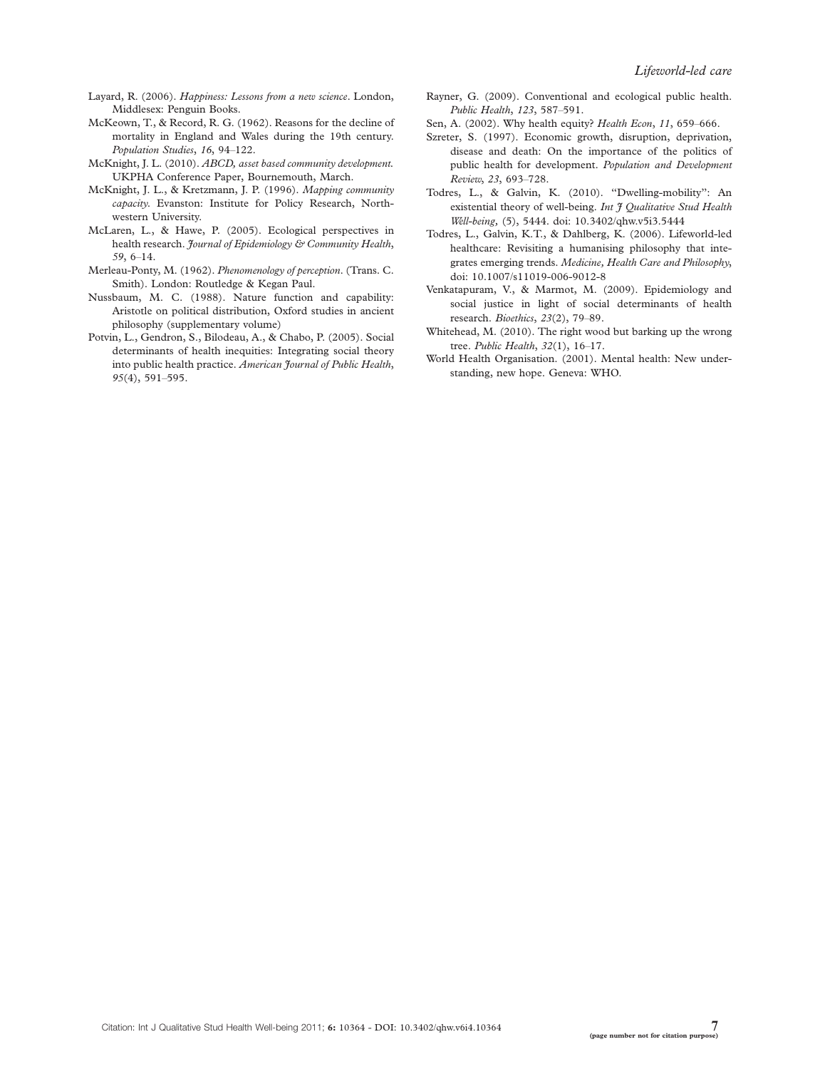Layard, R. (2006). *Happiness: Lessons from a new science*. London, Middlesex: Penguin Books.

McKeown, T., & Record, R. G. (1962). Reasons for the decline of mortality in England and Wales during the 19th century. *Population Studies*, *16*, 94–122.

McKnight, J. L. (2010). *ABCD, asset based community development.* UKPHA Conference Paper, Bournemouth, March.

McKnight, J. L., & Kretzmann, J. P. (1996). *Mapping community capacity.* Evanston: Institute for Policy Research, Northwestern University.

McLaren, L., & Hawe, P. (2005). Ecological perspectives in health research. *Journal of Epidemiology & Community Health*, *59*, 6–14.

Merleau-Ponty, M. (1962). *Phenomenology of perception*. (Trans. C. Smith). London: Routledge & Kegan Paul.

Nussbaum, M. C. (1988). Nature function and capability: Aristotle on political distribution, Oxford studies in ancient philosophy (supplementary volume)

Potvin, L., Gendron, S., Bilodeau, A., & Chabo, P. (2005). Social determinants of health inequities: Integrating social theory into public health practice. *American Journal of Public Health*, *95*(4), 591–595.

Rayner, G. (2009). Conventional and ecological public health. *Public Health*, *123*, 587–591.

Sen, A. (2002). Why health equity? *Health Econ*, *11*, 659–666.

Szreter, S. (1997). Economic growth, disruption, deprivation, disease and death: On the importance of the politics of public health for development. *Population and Development Review*, *23*, 693–728.

Todres, L., & Galvin, K. (2010). "Dwelling-mobility": An existential theory of well-being. *Int J Qualitative Stud Health Well-being*, (5), 5444. doi: 10.3402/qhw.v5i3.5444

Todres, L., Galvin, K.T., & Dahlberg, K. (2006). Lifeworld-led healthcare: Revisiting a humanising philosophy that integrates emerging trends. *Medicine, Health Care and Philosophy*, doi: 10.1007/s11019-006-9012-8

Venkatapuram, V., & Marmot, M. (2009). Epidemiology and social justice in light of social determinants of health research. *Bioethics*, *23*(2), 79–89.

Whitehead, M. (2010). The right wood but barking up the wrong tree. *Public Health*, *32*(1), 16–17.

World Health Organisation. (2001). Mental health: New understanding, new hope. Geneva: WHO.